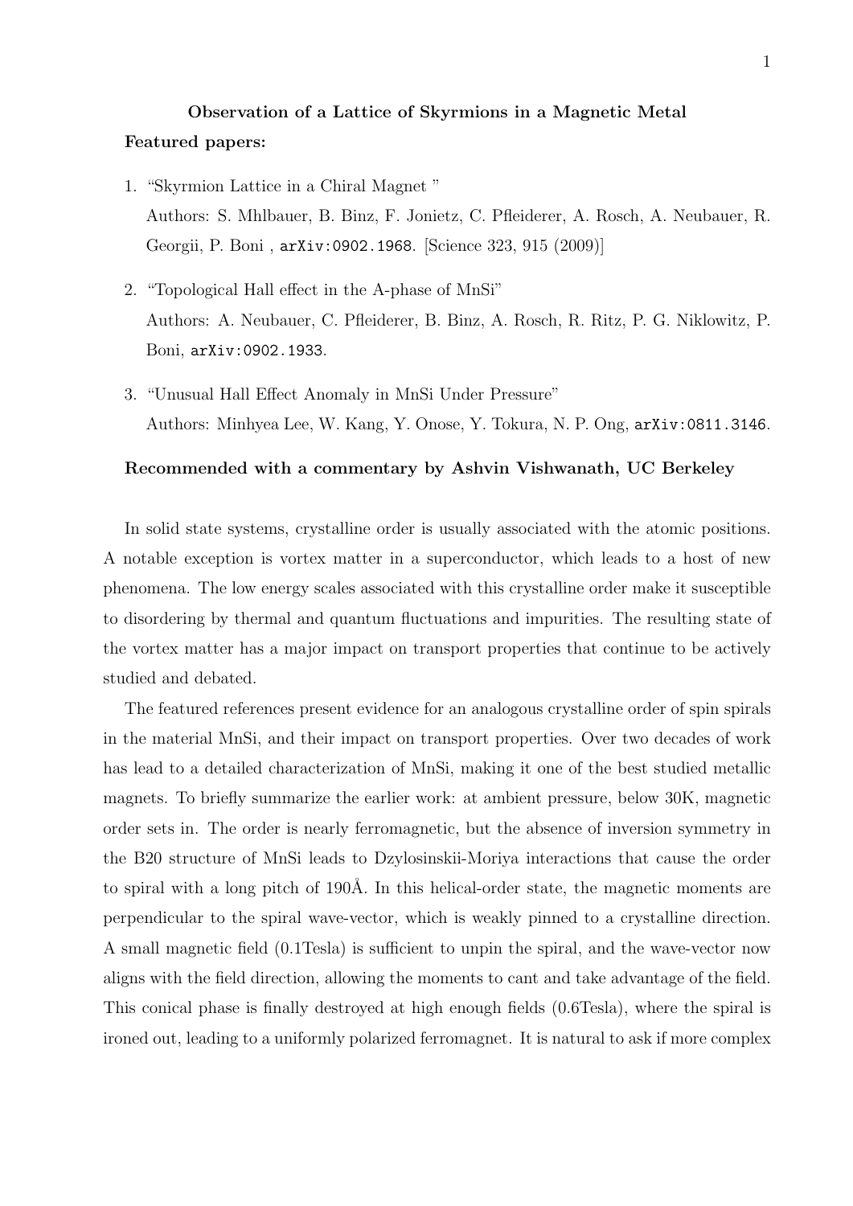**Observation of a Lattice of Skyrmions in a Magnetic Metal**

**Featured papers:**

1. "Skyrmion Lattice in a Chiral Magnet "
   Authors: S. Mhlbauer, B. Binz, F. Jonietz, C. Pfleiderer, A. Rosch, A. Neubauer, R. Georgii, P. Boni , arXiv:0902.1968. [Science 323, 915 (2009)]

2. "Topological Hall effect in the A-phase of MnSi"
   Authors: A. Neubauer, C. Pfleiderer, B. Binz, A. Rosch, R. Ritz, P. G. Niklowitz, P. Boni, arXiv:0902.1933.

3. "Unusual Hall Effect Anomaly in MnSi Under Pressure"
   Authors: Minhyea Lee, W. Kang, Y. Onose, Y. Tokura, N. P. Ong, arXiv:0811.3146.

**Recommended with a commentary by Ashvin Vishwanath, UC Berkeley**

In solid state systems, crystalline order is usually associated with the atomic positions. A notable exception is vortex matter in a superconductor, which leads to a host of new phenomena. The low energy scales associated with this crystalline order make it susceptible to disordering by thermal and quantum fluctuations and impurities. The resulting state of the vortex matter has a major impact on transport properties that continue to be actively studied and debated.

The featured references present evidence for an analogous crystalline order of spin spirals in the material MnSi, and their impact on transport properties. Over two decades of work has lead to a detailed characterization of MnSi, making it one of the best studied metallic magnets. To briefly summarize the earlier work: at ambient pressure, below 30K, magnetic order sets in. The order is nearly ferromagnetic, but the absence of inversion symmetry in the B20 structure of MnSi leads to Dzylosinskii-Moriya interactions that cause the order to spiral with a long pitch of 190Å. In this helical-order state, the magnetic moments are perpendicular to the spiral wave-vector, which is weakly pinned to a crystalline direction. A small magnetic field (0.1Tesla) is sufficient to unpin the spiral, and the wave-vector now aligns with the field direction, allowing the moments to cant and take advantage of the field. This conical phase is finally destroyed at high enough fields (0.6Tesla), where the spiral is ironed out, leading to a uniformly polarized ferromagnet. It is natural to ask if more complex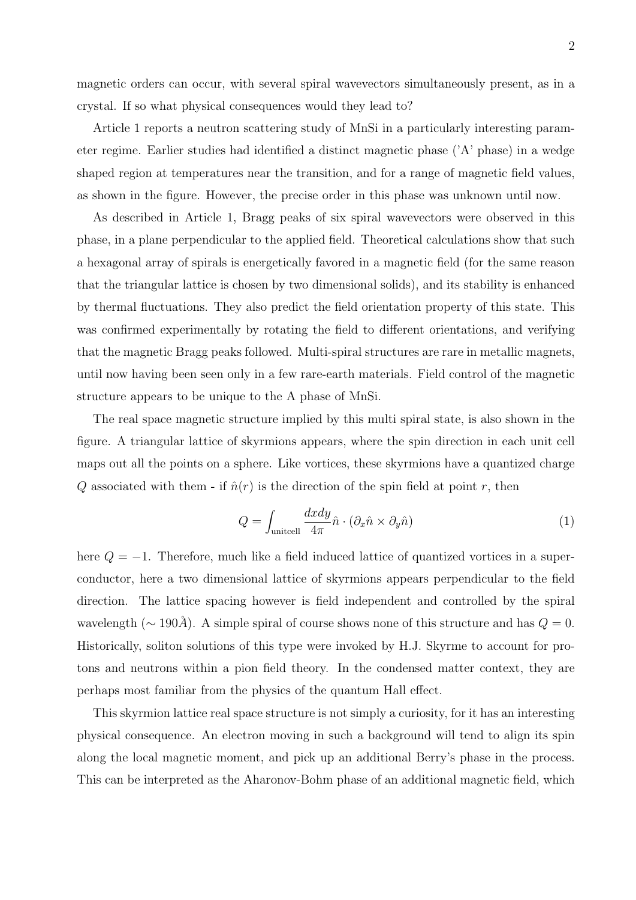magnetic orders can occur, with several spiral wavevectors simultaneously present, as in a crystal. If so what physical consequences would they lead to?

Article 1 reports a neutron scattering study of MnSi in a particularly interesting parameter regime. Earlier studies had identified a distinct magnetic phase ('A' phase) in a wedge shaped region at temperatures near the transition, and for a range of magnetic field values, as shown in the figure. However, the precise order in this phase was unknown until now.

As described in Article 1, Bragg peaks of six spiral wavevectors were observed in this phase, in a plane perpendicular to the applied field. Theoretical calculations show that such a hexagonal array of spirals is energetically favored in a magnetic field (for the same reason that the triangular lattice is chosen by two dimensional solids), and its stability is enhanced by thermal fluctuations. They also predict the field orientation property of this state. This was confirmed experimentally by rotating the field to different orientations, and verifying that the magnetic Bragg peaks followed. Multi-spiral structures are rare in metallic magnets, until now having been seen only in a few rare-earth materials. Field control of the magnetic structure appears to be unique to the A phase of MnSi.

The real space magnetic structure implied by this multi spiral state, is also shown in the figure. A triangular lattice of skyrmions appears, where the spin direction in each unit cell maps out all the points on a sphere. Like vortices, these skyrmions have a quantized charge $Q$ associated with them - if $\hat{n}(r)$ is the direction of the spin field at point $r$, then

$$Q = \int_{\text{unitcell}} \frac{dxdy}{4\pi} \hat{n} \cdot (\partial_x \hat{n} \times \partial_y \hat{n}) \tag{1}$$

here $Q = -1$. Therefore, much like a field induced lattice of quantized vortices in a superconductor, here a two dimensional lattice of skyrmions appears perpendicular to the field direction. The lattice spacing however is field independent and controlled by the spiral wavelength ($\sim 190\mathring{A}$). A simple spiral of course shows none of this structure and has $Q = 0$. Historically, soliton solutions of this type were invoked by H.J. Skyrme to account for protons and neutrons within a pion field theory. In the condensed matter context, they are perhaps most familiar from the physics of the quantum Hall effect.

This skyrmion lattice real space structure is not simply a curiosity, for it has an interesting physical consequence. An electron moving in such a background will tend to align its spin along the local magnetic moment, and pick up an additional Berry's phase in the process. This can be interpreted as the Aharonov-Bohm phase of an additional magnetic field, which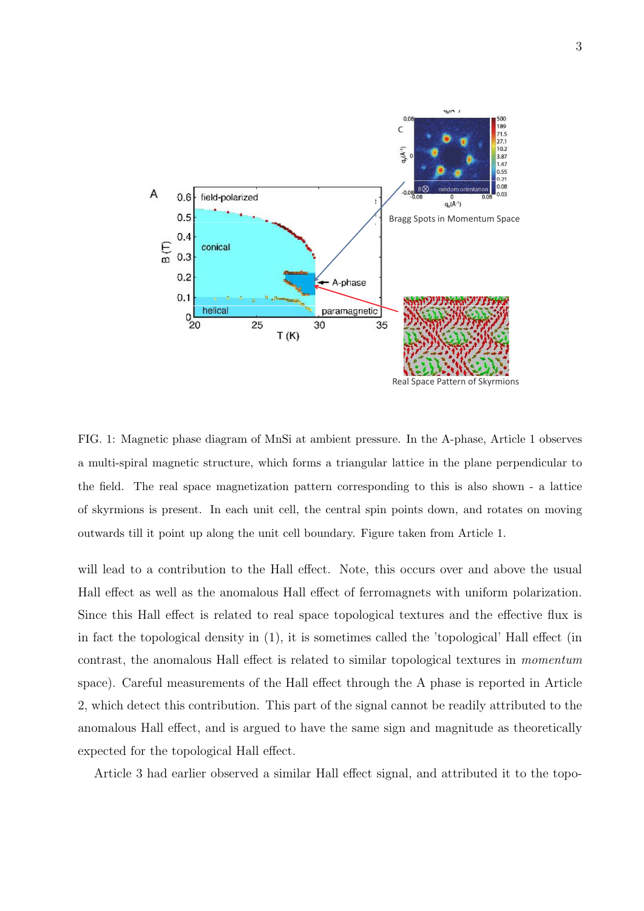FIG. 1: Magnetic phase diagram of MnSi at ambient pressure. In the A-phase, Article 1 observes a multi-spiral magnetic structure, which forms a triangular lattice in the plane perpendicular to the field. The real space magnetization pattern corresponding to this is also shown - a lattice of skyrmions is present. In each unit cell, the central spin points down, and rotates on moving outwards till it point up along the unit cell boundary. Figure taken from Article 1.

will lead to a contribution to the Hall effect. Note, this occurs over and above the usual Hall effect as well as the anomalous Hall effect of ferromagnets with uniform polarization. Since this Hall effect is related to real space topological textures and the effective flux is in fact the topological density in (1), it is sometimes called the 'topological' Hall effect (in contrast, the anomalous Hall effect is related to similar topological textures in *momentum* space). Careful measurements of the Hall effect through the A phase is reported in Article 2, which detect this contribution. This part of the signal cannot be readily attributed to the anomalous Hall effect, and is argued to have the same sign and magnitude as theoretically expected for the topological Hall effect.

Article 3 had earlier observed a similar Hall effect signal, and attributed it to the topo-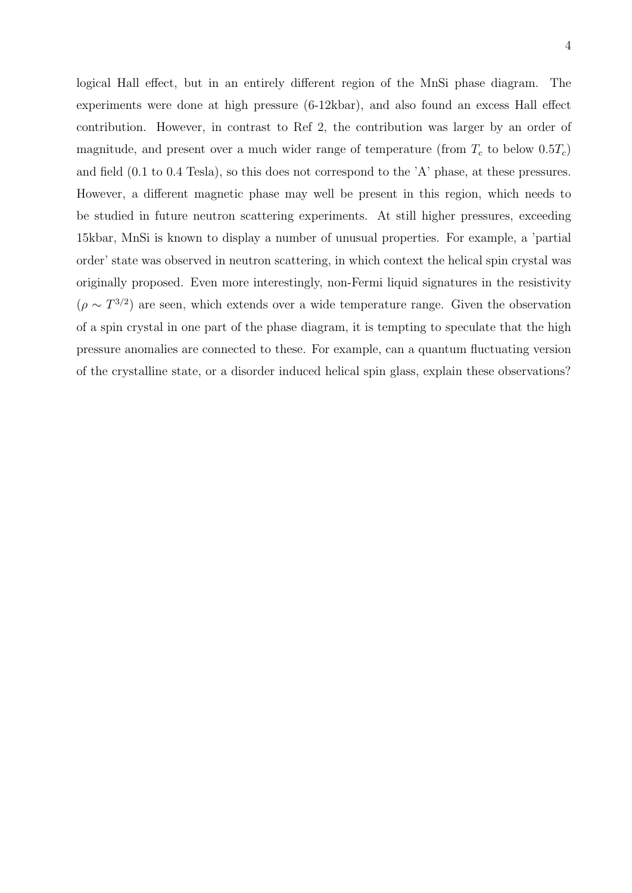logical Hall effect, but in an entirely different region of the MnSi phase diagram. The experiments were done at high pressure (6-12kbar), and also found an excess Hall effect contribution. However, in contrast to Ref 2, the contribution was larger by an order of magnitude, and present over a much wider range of temperature (from $T_c$ to below $0.5T_c$) and field (0.1 to 0.4 Tesla), so this does not correspond to the 'A' phase, at these pressures. However, a different magnetic phase may well be present in this region, which needs to be studied in future neutron scattering experiments. At still higher pressures, exceeding 15kbar, MnSi is known to display a number of unusual properties. For example, a 'partial order' state was observed in neutron scattering, in which context the helical spin crystal was originally proposed. Even more interestingly, non-Fermi liquid signatures in the resistivity ($\rho \sim T^{3/2}$) are seen, which extends over a wide temperature range. Given the observation of a spin crystal in one part of the phase diagram, it is tempting to speculate that the high pressure anomalies are connected to these. For example, can a quantum fluctuating version of the crystalline state, or a disorder induced helical spin glass, explain these observations?